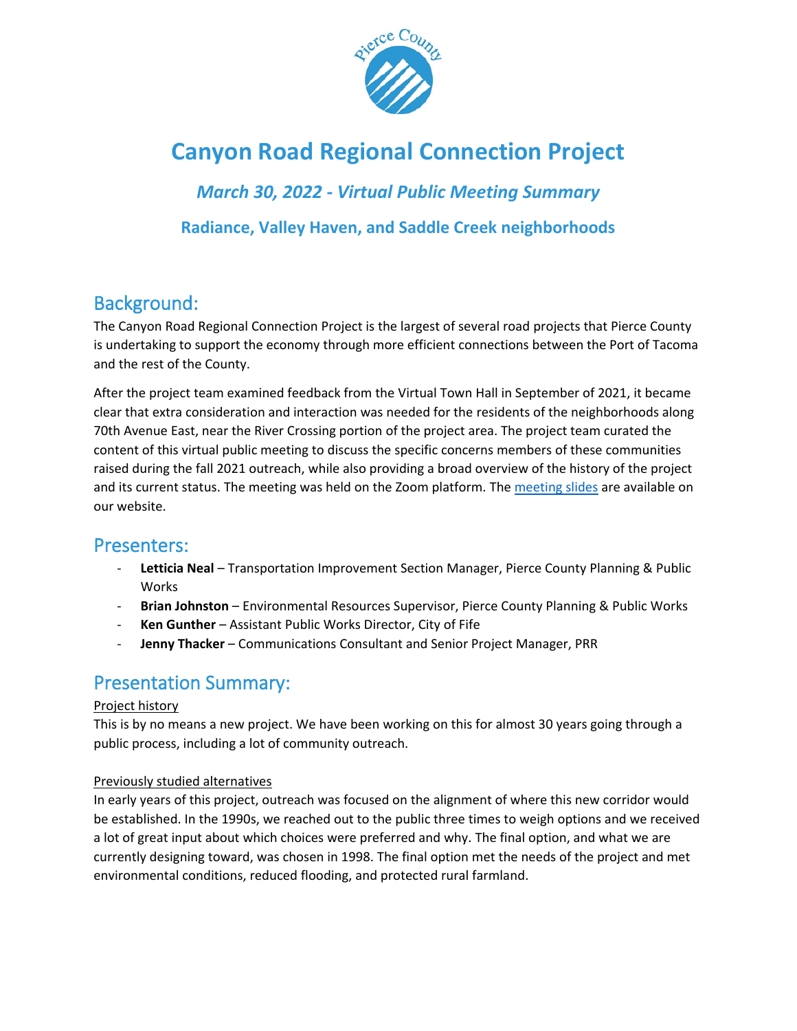# Canyon Road Regional Connection Project

## *March 30, 2022 - Virtual Public Meeting Summary*

### Radiance, Valley Haven, and Saddle Creek neighborhoods

## Background:

The Canyon Road Regional Connection Project is the largest of several road projects that Pierce County is undertaking to support the economy through more efficient connections between the Port of Tacoma and the rest of the County.

After the project team examined feedback from the Virtual Town Hall in September of 2021, it became clear that extra consideration and interaction was needed for the residents of the neighborhoods along 70th Avenue East, near the River Crossing portion of the project area. The project team curated the content of this virtual public meeting to discuss the specific concerns members of these communities raised during the fall 2021 outreach, while also providing a broad overview of the history of the project and its current status. The meeting was held on the Zoom platform. The meeting slides are available on our website.

## Presenters:

- **Letticia Neal** – Transportation Improvement Section Manager, Pierce County Planning & Public Works
- **Brian Johnston** – Environmental Resources Supervisor, Pierce County Planning & Public Works
- **Ken Gunther** – Assistant Public Works Director, City of Fife
- **Jenny Thacker** – Communications Consultant and Senior Project Manager, PRR

## Presentation Summary:

Project history

This is by no means a new project. We have been working on this for almost 30 years going through a public process, including a lot of community outreach.

Previously studied alternatives

In early years of this project, outreach was focused on the alignment of where this new corridor would be established. In the 1990s, we reached out to the public three times to weigh options and we received a lot of great input about which choices were preferred and why. The final option, and what we are currently designing toward, was chosen in 1998. The final option met the needs of the project and met environmental conditions, reduced flooding, and protected rural farmland.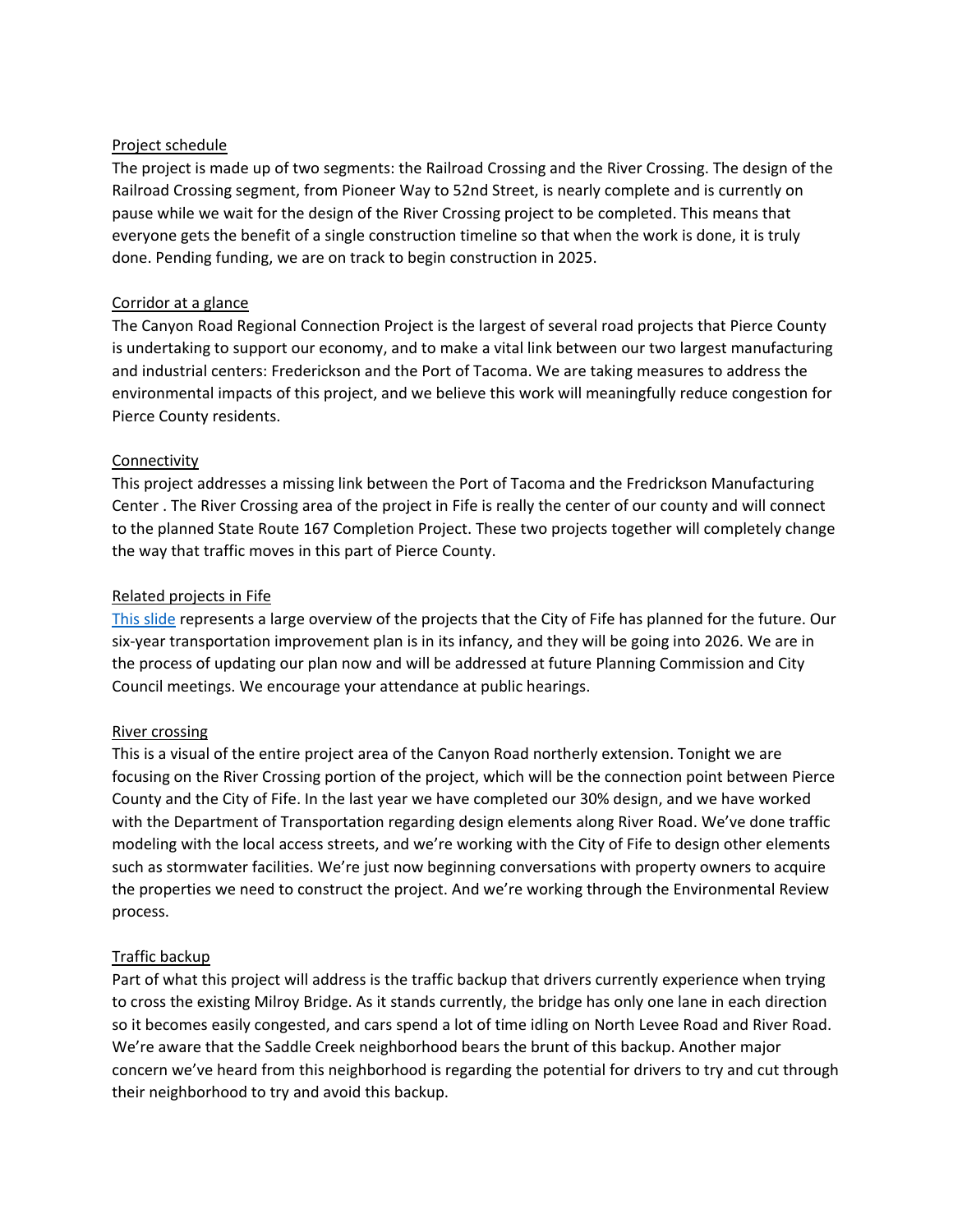Project schedule

The project is made up of two segments: the Railroad Crossing and the River Crossing. The design of the Railroad Crossing segment, from Pioneer Way to 52nd Street, is nearly complete and is currently on pause while we wait for the design of the River Crossing project to be completed. This means that everyone gets the benefit of a single construction timeline so that when the work is done, it is truly done. Pending funding, we are on track to begin construction in 2025.

Corridor at a glance

The Canyon Road Regional Connection Project is the largest of several road projects that Pierce County is undertaking to support our economy, and to make a vital link between our two largest manufacturing and industrial centers: Frederickson and the Port of Tacoma. We are taking measures to address the environmental impacts of this project, and we believe this work will meaningfully reduce congestion for Pierce County residents.

Connectivity

This project addresses a missing link between the Port of Tacoma and the Fredrickson Manufacturing Center . The River Crossing area of the project in Fife is really the center of our county and will connect to the planned State Route 167 Completion Project. These two projects together will completely change the way that traffic moves in this part of Pierce County.

Related projects in Fife

This slide represents a large overview of the projects that the City of Fife has planned for the future. Our six-year transportation improvement plan is in its infancy, and they will be going into 2026. We are in the process of updating our plan now and will be addressed at future Planning Commission and City Council meetings. We encourage your attendance at public hearings.

River crossing

This is a visual of the entire project area of the Canyon Road northerly extension. Tonight we are focusing on the River Crossing portion of the project, which will be the connection point between Pierce County and the City of Fife. In the last year we have completed our 30% design, and we have worked with the Department of Transportation regarding design elements along River Road. We've done traffic modeling with the local access streets, and we're working with the City of Fife to design other elements such as stormwater facilities. We're just now beginning conversations with property owners to acquire the properties we need to construct the project. And we're working through the Environmental Review process.

Traffic backup

Part of what this project will address is the traffic backup that drivers currently experience when trying to cross the existing Milroy Bridge. As it stands currently, the bridge has only one lane in each direction so it becomes easily congested, and cars spend a lot of time idling on North Levee Road and River Road. We're aware that the Saddle Creek neighborhood bears the brunt of this backup. Another major concern we've heard from this neighborhood is regarding the potential for drivers to try and cut through their neighborhood to try and avoid this backup.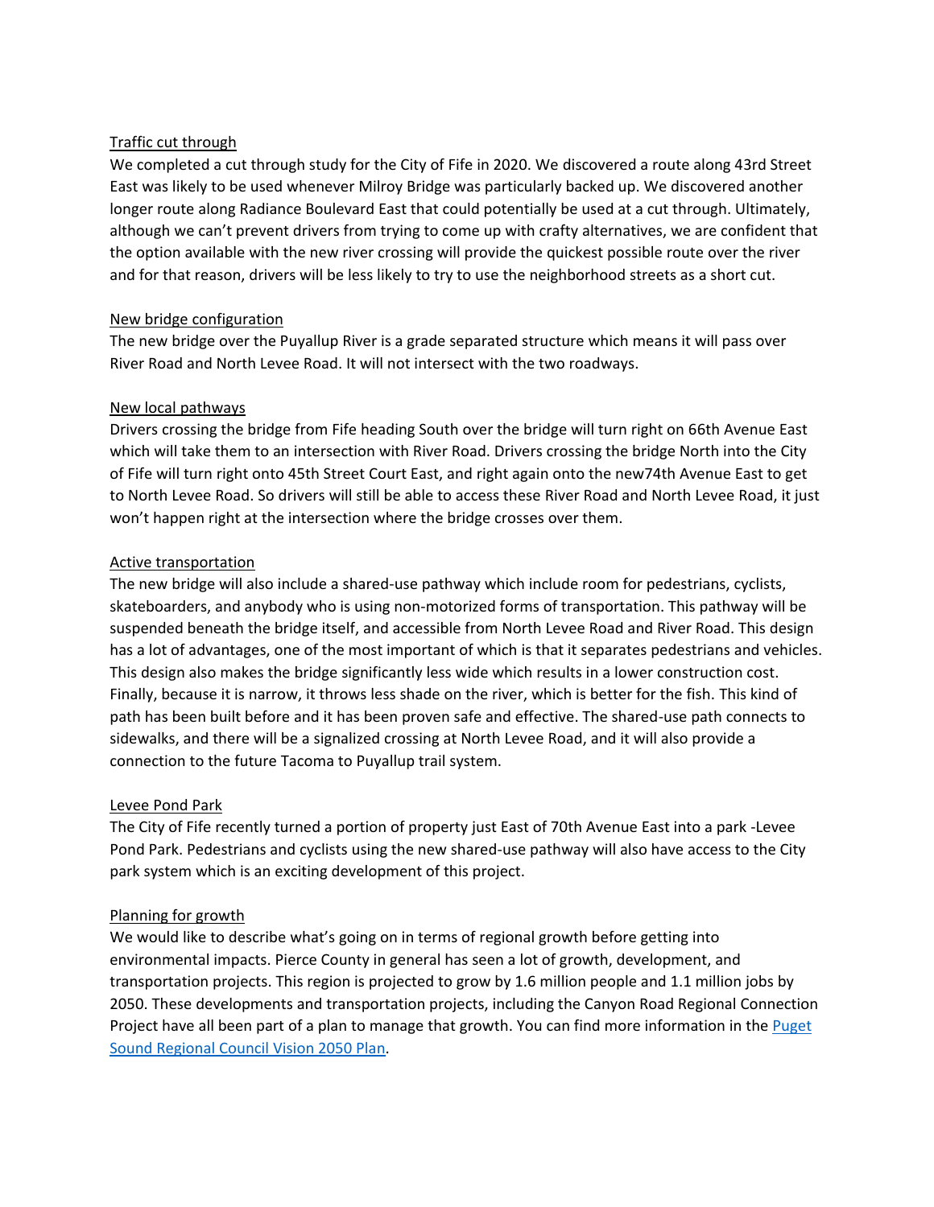Traffic cut through

We completed a cut through study for the City of Fife in 2020. We discovered a route along 43rd Street East was likely to be used whenever Milroy Bridge was particularly backed up. We discovered another longer route along Radiance Boulevard East that could potentially be used at a cut through. Ultimately, although we can't prevent drivers from trying to come up with crafty alternatives, we are confident that the option available with the new river crossing will provide the quickest possible route over the river and for that reason, drivers will be less likely to try to use the neighborhood streets as a short cut.

New bridge configuration

The new bridge over the Puyallup River is a grade separated structure which means it will pass over River Road and North Levee Road. It will not intersect with the two roadways.

New local pathways

Drivers crossing the bridge from Fife heading South over the bridge will turn right on 66th Avenue East which will take them to an intersection with River Road. Drivers crossing the bridge North into the City of Fife will turn right onto 45th Street Court East, and right again onto the new74th Avenue East to get to North Levee Road. So drivers will still be able to access these River Road and North Levee Road, it just won't happen right at the intersection where the bridge crosses over them.

Active transportation

The new bridge will also include a shared-use pathway which include room for pedestrians, cyclists, skateboarders, and anybody who is using non-motorized forms of transportation. This pathway will be suspended beneath the bridge itself, and accessible from North Levee Road and River Road. This design has a lot of advantages, one of the most important of which is that it separates pedestrians and vehicles. This design also makes the bridge significantly less wide which results in a lower construction cost. Finally, because it is narrow, it throws less shade on the river, which is better for the fish. This kind of path has been built before and it has been proven safe and effective. The shared-use path connects to sidewalks, and there will be a signalized crossing at North Levee Road, and it will also provide a connection to the future Tacoma to Puyallup trail system.

Levee Pond Park

The City of Fife recently turned a portion of property just East of 70th Avenue East into a park -Levee Pond Park. Pedestrians and cyclists using the new shared-use pathway will also have access to the City park system which is an exciting development of this project.

Planning for growth

We would like to describe what's going on in terms of regional growth before getting into environmental impacts. Pierce County in general has seen a lot of growth, development, and transportation projects. This region is projected to grow by 1.6 million people and 1.1 million jobs by 2050. These developments and transportation projects, including the Canyon Road Regional Connection Project have all been part of a plan to manage that growth. You can find more information in the Puget Sound Regional Council Vision 2050 Plan.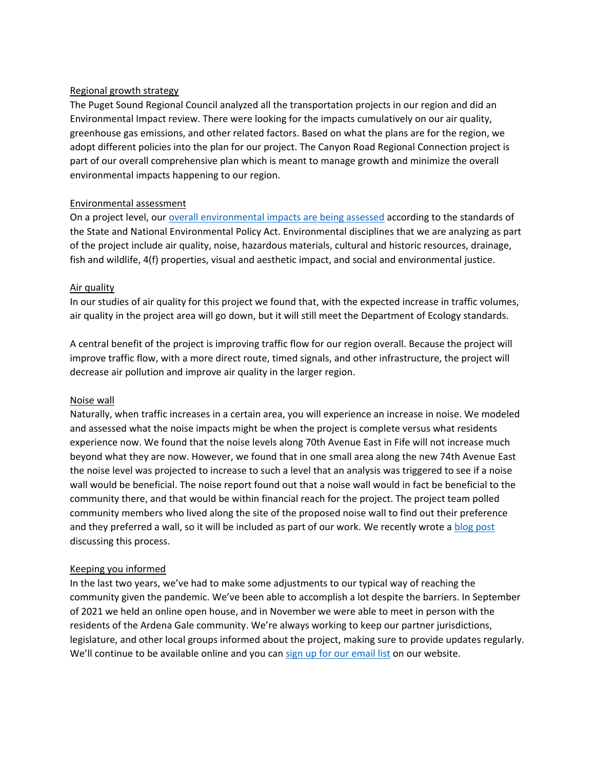<u>Regional growth strategy</u>

The Puget Sound Regional Council analyzed all the transportation projects in our region and did an Environmental Impact review. There were looking for the impacts cumulatively on our air quality, greenhouse gas emissions, and other related factors. Based on what the plans are for the region, we adopt different policies into the plan for our project. The Canyon Road Regional Connection project is part of our overall comprehensive plan which is meant to manage growth and minimize the overall environmental impacts happening to our region.

<u>Environmental assessment</u>

On a project level, our overall environmental impacts are being assessed according to the standards of the State and National Environmental Policy Act. Environmental disciplines that we are analyzing as part of the project include air quality, noise, hazardous materials, cultural and historic resources, drainage, fish and wildlife, 4(f) properties, visual and aesthetic impact, and social and environmental justice.

<u>Air quality</u>

In our studies of air quality for this project we found that, with the expected increase in traffic volumes, air quality in the project area will go down, but it will still meet the Department of Ecology standards.

A central benefit of the project is improving traffic flow for our region overall. Because the project will improve traffic flow, with a more direct route, timed signals, and other infrastructure, the project will decrease air pollution and improve air quality in the larger region.

<u>Noise wall</u>

Naturally, when traffic increases in a certain area, you will experience an increase in noise. We modeled and assessed what the noise impacts might be when the project is complete versus what residents experience now. We found that the noise levels along 70th Avenue East in Fife will not increase much beyond what they are now. However, we found that in one small area along the new 74th Avenue East the noise level was projected to increase to such a level that an analysis was triggered to see if a noise wall would be beneficial. The noise report found out that a noise wall would in fact be beneficial to the community there, and that would be within financial reach for the project. The project team polled community members who lived along the site of the proposed noise wall to find out their preference and they preferred a wall, so it will be included as part of our work. We recently wrote a blog post discussing this process.

<u>Keeping you informed</u>

In the last two years, we've had to make some adjustments to our typical way of reaching the community given the pandemic. We've been able to accomplish a lot despite the barriers. In September of 2021 we held an online open house, and in November we were able to meet in person with the residents of the Ardena Gale community. We're always working to keep our partner jurisdictions, legislature, and other local groups informed about the project, making sure to provide updates regularly. We'll continue to be available online and you can sign up for our email list on our website.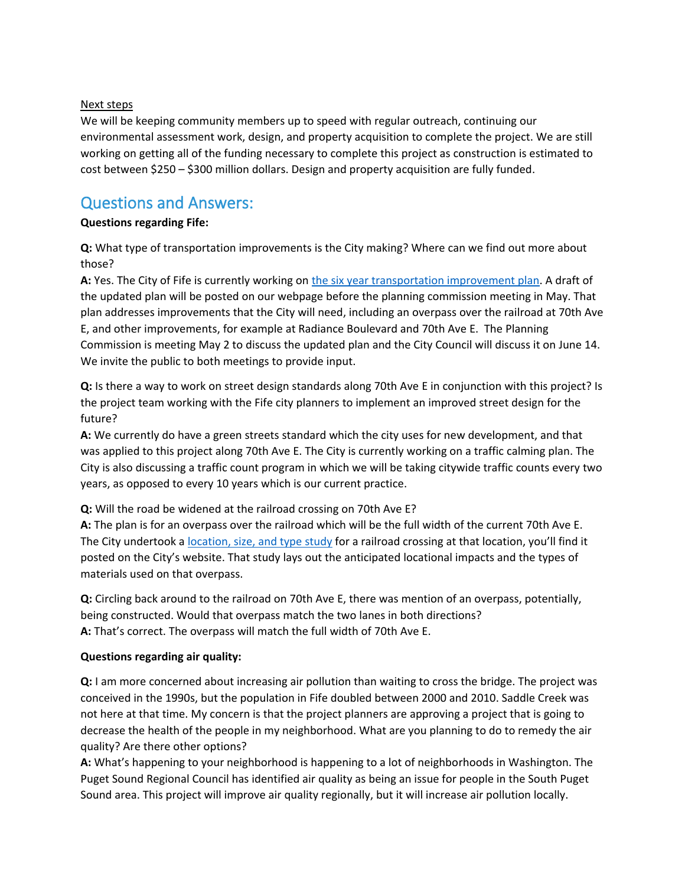Next steps

We will be keeping community members up to speed with regular outreach, continuing our environmental assessment work, design, and property acquisition to complete the project. We are still working on getting all of the funding necessary to complete this project as construction is estimated to cost between $250 – $300 million dollars. Design and property acquisition are fully funded.

## Questions and Answers:

**Questions regarding Fife:**

**Q:** What type of transportation improvements is the City making? Where can we find out more about those?
**A:** Yes. The City of Fife is currently working on the six year transportation improvement plan. A draft of the updated plan will be posted on our webpage before the planning commission meeting in May. That plan addresses improvements that the City will need, including an overpass over the railroad at 70th Ave E, and other improvements, for example at Radiance Boulevard and 70th Ave E. The Planning Commission is meeting May 2 to discuss the updated plan and the City Council will discuss it on June 14. We invite the public to both meetings to provide input.

**Q:** Is there a way to work on street design standards along 70th Ave E in conjunction with this project? Is the project team working with the Fife city planners to implement an improved street design for the future?
**A:** We currently do have a green streets standard which the city uses for new development, and that was applied to this project along 70th Ave E. The City is currently working on a traffic calming plan. The City is also discussing a traffic count program in which we will be taking citywide traffic counts every two years, as opposed to every 10 years which is our current practice.

**Q:** Will the road be widened at the railroad crossing on 70th Ave E?
**A:** The plan is for an overpass over the railroad which will be the full width of the current 70th Ave E. The City undertook a location, size, and type study for a railroad crossing at that location, you'll find it posted on the City's website. That study lays out the anticipated locational impacts and the types of materials used on that overpass.

**Q:** Circling back around to the railroad on 70th Ave E, there was mention of an overpass, potentially, being constructed. Would that overpass match the two lanes in both directions?
**A:** That's correct. The overpass will match the full width of 70th Ave E.

**Questions regarding air quality:**

**Q:** I am more concerned about increasing air pollution than waiting to cross the bridge. The project was conceived in the 1990s, but the population in Fife doubled between 2000 and 2010. Saddle Creek was not here at that time. My concern is that the project planners are approving a project that is going to decrease the health of the people in my neighborhood. What are you planning to do to remedy the air quality? Are there other options?
**A:** What's happening to your neighborhood is happening to a lot of neighborhoods in Washington. The Puget Sound Regional Council has identified air quality as being an issue for people in the South Puget Sound area. This project will improve air quality regionally, but it will increase air pollution locally.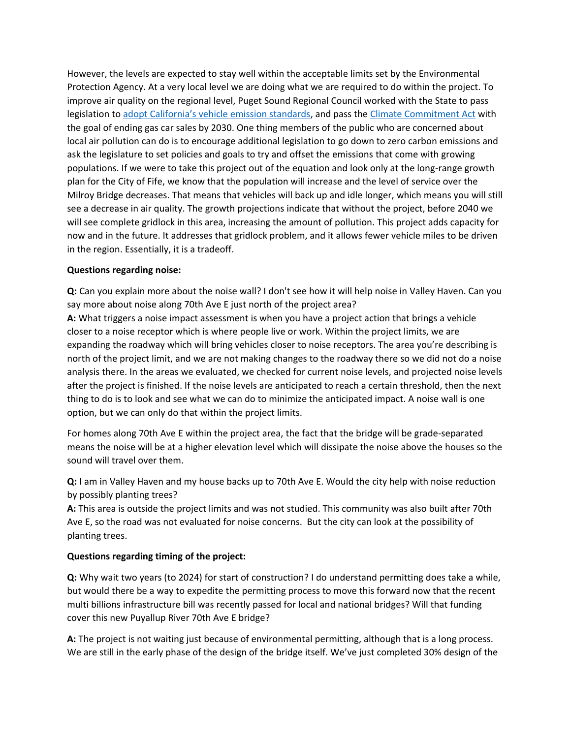However, the levels are expected to stay well within the acceptable limits set by the Environmental Protection Agency. At a very local level we are doing what we are required to do within the project. To improve air quality on the regional level, Puget Sound Regional Council worked with the State to pass legislation to adopt California's vehicle emission standards, and pass the Climate Commitment Act with the goal of ending gas car sales by 2030. One thing members of the public who are concerned about local air pollution can do is to encourage additional legislation to go down to zero carbon emissions and ask the legislature to set policies and goals to try and offset the emissions that come with growing populations. If we were to take this project out of the equation and look only at the long-range growth plan for the City of Fife, we know that the population will increase and the level of service over the Milroy Bridge decreases. That means that vehicles will back up and idle longer, which means you will still see a decrease in air quality. The growth projections indicate that without the project, before 2040 we will see complete gridlock in this area, increasing the amount of pollution. This project adds capacity for now and in the future. It addresses that gridlock problem, and it allows fewer vehicle miles to be driven in the region. Essentially, it is a tradeoff.

**Questions regarding noise:**

**Q:** Can you explain more about the noise wall? I don't see how it will help noise in Valley Haven. Can you say more about noise along 70th Ave E just north of the project area?

**A:** What triggers a noise impact assessment is when you have a project action that brings a vehicle closer to a noise receptor which is where people live or work. Within the project limits, we are expanding the roadway which will bring vehicles closer to noise receptors. The area you're describing is north of the project limit, and we are not making changes to the roadway there so we did not do a noise analysis there. In the areas we evaluated, we checked for current noise levels, and projected noise levels after the project is finished. If the noise levels are anticipated to reach a certain threshold, then the next thing to do is to look and see what we can do to minimize the anticipated impact. A noise wall is one option, but we can only do that within the project limits.

For homes along 70th Ave E within the project area, the fact that the bridge will be grade-separated means the noise will be at a higher elevation level which will dissipate the noise above the houses so the sound will travel over them.

**Q:** I am in Valley Haven and my house backs up to 70th Ave E. Would the city help with noise reduction by possibly planting trees?

**A:** This area is outside the project limits and was not studied. This community was also built after 70th Ave E, so the road was not evaluated for noise concerns. But the city can look at the possibility of planting trees.

**Questions regarding timing of the project:**

**Q:** Why wait two years (to 2024) for start of construction? I do understand permitting does take a while, but would there be a way to expedite the permitting process to move this forward now that the recent multi billions infrastructure bill was recently passed for local and national bridges? Will that funding cover this new Puyallup River 70th Ave E bridge?

**A:** The project is not waiting just because of environmental permitting, although that is a long process. We are still in the early phase of the design of the bridge itself. We've just completed 30% design of the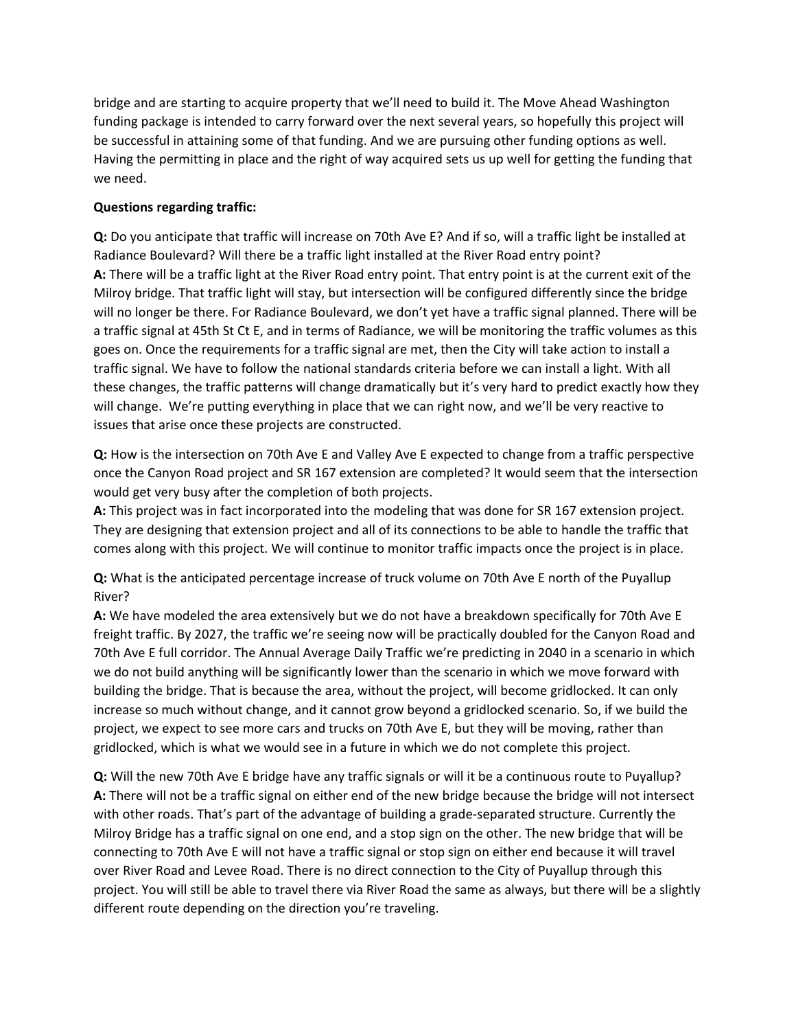bridge and are starting to acquire property that we'll need to build it. The Move Ahead Washington funding package is intended to carry forward over the next several years, so hopefully this project will be successful in attaining some of that funding. And we are pursuing other funding options as well. Having the permitting in place and the right of way acquired sets us up well for getting the funding that we need.

**Questions regarding traffic:**

**Q:** Do you anticipate that traffic will increase on 70th Ave E? And if so, will a traffic light be installed at Radiance Boulevard? Will there be a traffic light installed at the River Road entry point?
**A:** There will be a traffic light at the River Road entry point. That entry point is at the current exit of the Milroy bridge. That traffic light will stay, but intersection will be configured differently since the bridge will no longer be there. For Radiance Boulevard, we don't yet have a traffic signal planned. There will be a traffic signal at 45th St Ct E, and in terms of Radiance, we will be monitoring the traffic volumes as this goes on. Once the requirements for a traffic signal are met, then the City will take action to install a traffic signal. We have to follow the national standards criteria before we can install a light. With all these changes, the traffic patterns will change dramatically but it's very hard to predict exactly how they will change. We're putting everything in place that we can right now, and we'll be very reactive to issues that arise once these projects are constructed.

**Q:** How is the intersection on 70th Ave E and Valley Ave E expected to change from a traffic perspective once the Canyon Road project and SR 167 extension are completed? It would seem that the intersection would get very busy after the completion of both projects.
**A:** This project was in fact incorporated into the modeling that was done for SR 167 extension project. They are designing that extension project and all of its connections to be able to handle the traffic that comes along with this project. We will continue to monitor traffic impacts once the project is in place.

**Q:** What is the anticipated percentage increase of truck volume on 70th Ave E north of the Puyallup River?
**A:** We have modeled the area extensively but we do not have a breakdown specifically for 70th Ave E freight traffic. By 2027, the traffic we're seeing now will be practically doubled for the Canyon Road and 70th Ave E full corridor. The Annual Average Daily Traffic we're predicting in 2040 in a scenario in which we do not build anything will be significantly lower than the scenario in which we move forward with building the bridge. That is because the area, without the project, will become gridlocked. It can only increase so much without change, and it cannot grow beyond a gridlocked scenario. So, if we build the project, we expect to see more cars and trucks on 70th Ave E, but they will be moving, rather than gridlocked, which is what we would see in a future in which we do not complete this project.

**Q:** Will the new 70th Ave E bridge have any traffic signals or will it be a continuous route to Puyallup?
**A:** There will not be a traffic signal on either end of the new bridge because the bridge will not intersect with other roads. That's part of the advantage of building a grade-separated structure. Currently the Milroy Bridge has a traffic signal on one end, and a stop sign on the other. The new bridge that will be connecting to 70th Ave E will not have a traffic signal or stop sign on either end because it will travel over River Road and Levee Road. There is no direct connection to the City of Puyallup through this project. You will still be able to travel there via River Road the same as always, but there will be a slightly different route depending on the direction you're traveling.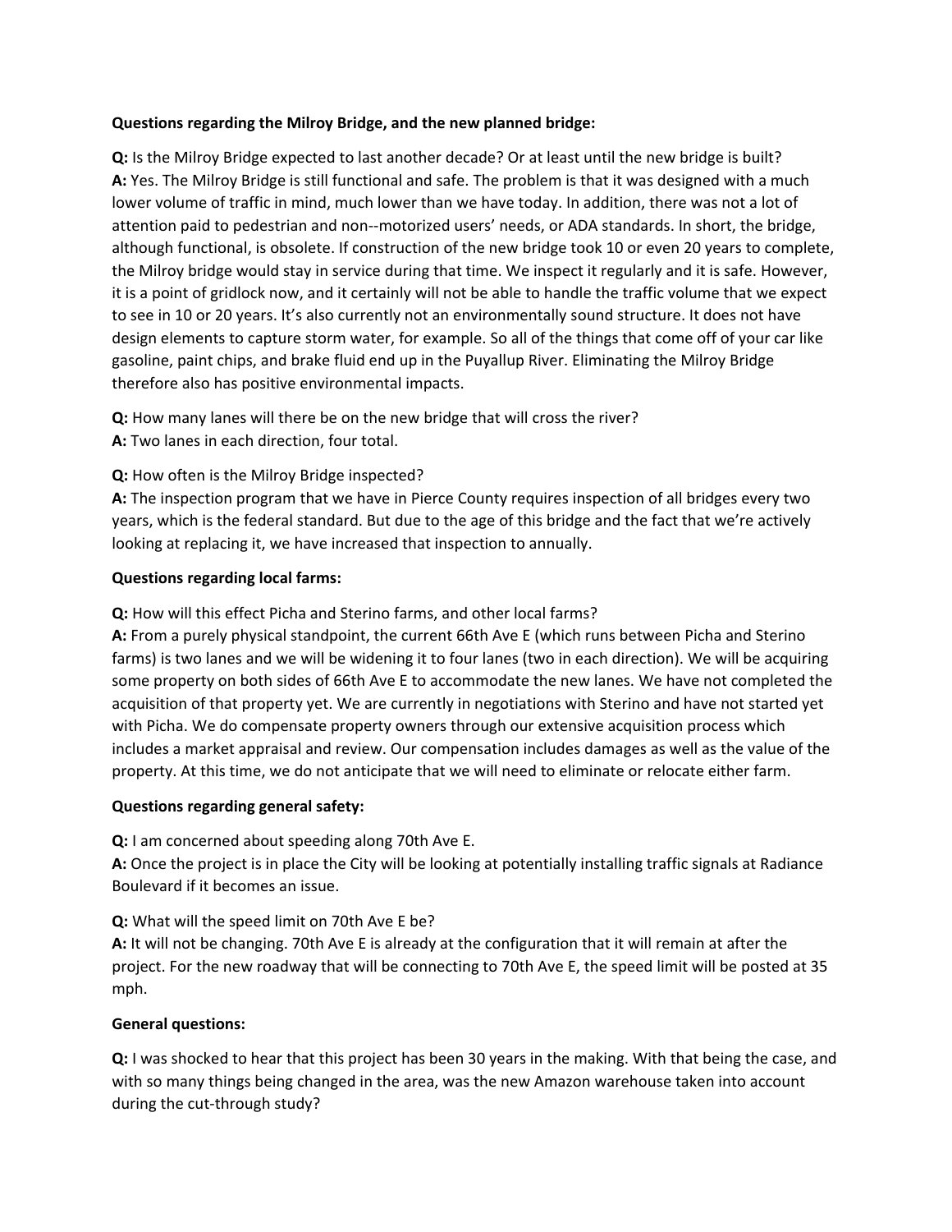**Questions regarding the Milroy Bridge, and the new planned bridge:**

**Q:** Is the Milroy Bridge expected to last another decade? Or at least until the new bridge is built?
**A:** Yes. The Milroy Bridge is still functional and safe. The problem is that it was designed with a much lower volume of traffic in mind, much lower than we have today. In addition, there was not a lot of attention paid to pedestrian and non--motorized users' needs, or ADA standards. In short, the bridge, although functional, is obsolete. If construction of the new bridge took 10 or even 20 years to complete, the Milroy bridge would stay in service during that time. We inspect it regularly and it is safe. However, it is a point of gridlock now, and it certainly will not be able to handle the traffic volume that we expect to see in 10 or 20 years. It's also currently not an environmentally sound structure. It does not have design elements to capture storm water, for example. So all of the things that come off of your car like gasoline, paint chips, and brake fluid end up in the Puyallup River. Eliminating the Milroy Bridge therefore also has positive environmental impacts.

**Q:** How many lanes will there be on the new bridge that will cross the river?
**A:** Two lanes in each direction, four total.

**Q:** How often is the Milroy Bridge inspected?
**A:** The inspection program that we have in Pierce County requires inspection of all bridges every two years, which is the federal standard. But due to the age of this bridge and the fact that we're actively looking at replacing it, we have increased that inspection to annually.

**Questions regarding local farms:**

**Q:** How will this effect Picha and Sterino farms, and other local farms?
**A:** From a purely physical standpoint, the current 66th Ave E (which runs between Picha and Sterino farms) is two lanes and we will be widening it to four lanes (two in each direction). We will be acquiring some property on both sides of 66th Ave E to accommodate the new lanes. We have not completed the acquisition of that property yet. We are currently in negotiations with Sterino and have not started yet with Picha. We do compensate property owners through our extensive acquisition process which includes a market appraisal and review. Our compensation includes damages as well as the value of the property. At this time, we do not anticipate that we will need to eliminate or relocate either farm.

**Questions regarding general safety:**

**Q:** I am concerned about speeding along 70th Ave E.
**A:** Once the project is in place the City will be looking at potentially installing traffic signals at Radiance Boulevard if it becomes an issue.

**Q:** What will the speed limit on 70th Ave E be?
**A:** It will not be changing. 70th Ave E is already at the configuration that it will remain at after the project. For the new roadway that will be connecting to 70th Ave E, the speed limit will be posted at 35 mph.

**General questions:**

**Q:** I was shocked to hear that this project has been 30 years in the making. With that being the case, and with so many things being changed in the area, was the new Amazon warehouse taken into account during the cut-through study?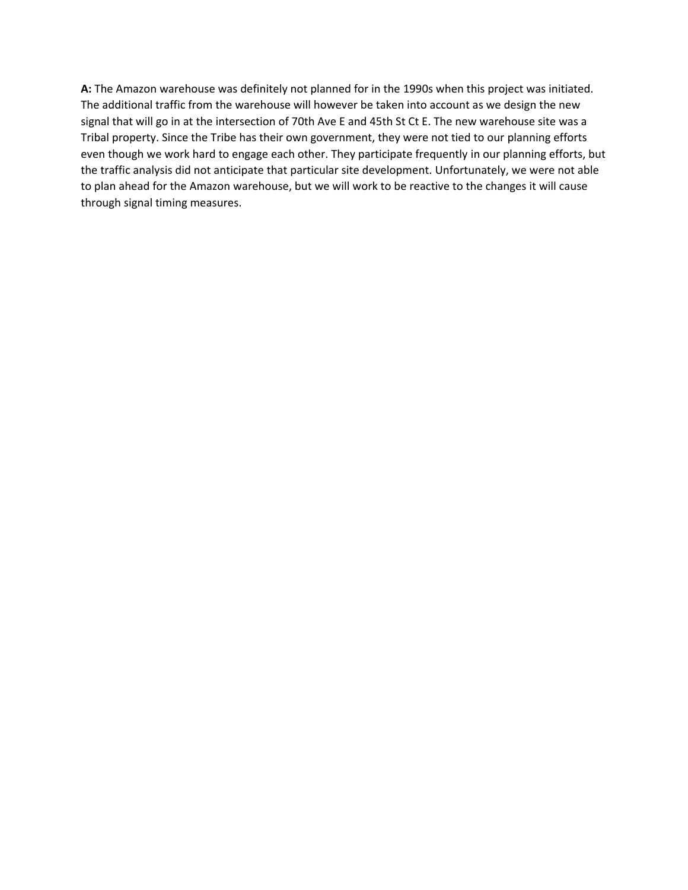**A:** The Amazon warehouse was definitely not planned for in the 1990s when this project was initiated. The additional traffic from the warehouse will however be taken into account as we design the new signal that will go in at the intersection of 70th Ave E and 45th St Ct E. The new warehouse site was a Tribal property. Since the Tribe has their own government, they were not tied to our planning efforts even though we work hard to engage each other. They participate frequently in our planning efforts, but the traffic analysis did not anticipate that particular site development. Unfortunately, we were not able to plan ahead for the Amazon warehouse, but we will work to be reactive to the changes it will cause through signal timing measures.